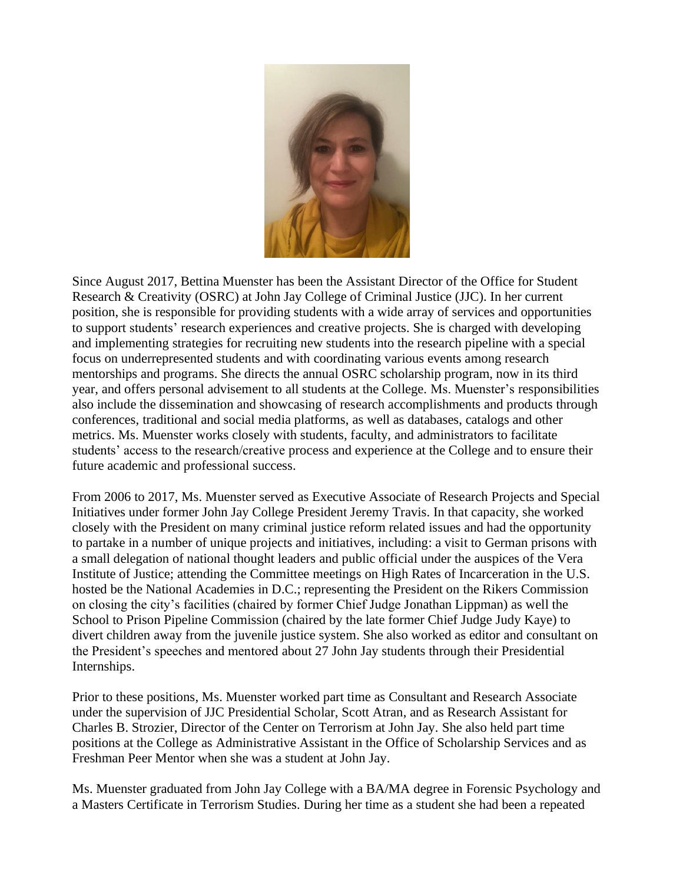Since August 2017, Bettina Muenster has been the Assistant Director of the Office for Student Research & Creativity (OSRC) at John Jay College of Criminal Justice (JJC). In her current position, she is responsible for providing students with a wide array of services and opportunities to support students' research experiences and creative projects. She is charged with developing and implementing strategies for recruiting new students into the research pipeline with a special focus on underrepresented students and with coordinating various events among research mentorships and programs. She directs the annual OSRC scholarship program, now in its third year, and offers personal advisement to all students at the College. Ms. Muenster's responsibilities also include the dissemination and showcasing of research accomplishments and products through conferences, traditional and social media platforms, as well as databases, catalogs and other metrics. Ms. Muenster works closely with students, faculty, and administrators to facilitate students' access to the research/creative process and experience at the College and to ensure their future academic and professional success.

From 2006 to 2017, Ms. Muenster served as Executive Associate of Research Projects and Special Initiatives under former John Jay College President Jeremy Travis. In that capacity, she worked closely with the President on many criminal justice reform related issues and had the opportunity to partake in a number of unique projects and initiatives, including: a visit to German prisons with a small delegation of national thought leaders and public official under the auspices of the Vera Institute of Justice; attending the Committee meetings on High Rates of Incarceration in the U.S. hosted be the National Academies in D.C.; representing the President on the Rikers Commission on closing the city's facilities (chaired by former Chief Judge Jonathan Lippman) as well the School to Prison Pipeline Commission (chaired by the late former Chief Judge Judy Kaye) to divert children away from the juvenile justice system. She also worked as editor and consultant on the President's speeches and mentored about 27 John Jay students through their Presidential Internships.

Prior to these positions, Ms. Muenster worked part time as Consultant and Research Associate under the supervision of JJC Presidential Scholar, Scott Atran, and as Research Assistant for Charles B. Strozier, Director of the Center on Terrorism at John Jay. She also held part time positions at the College as Administrative Assistant in the Office of Scholarship Services and as Freshman Peer Mentor when she was a student at John Jay.

Ms. Muenster graduated from John Jay College with a BA/MA degree in Forensic Psychology and a Masters Certificate in Terrorism Studies. During her time as a student she had been a repeated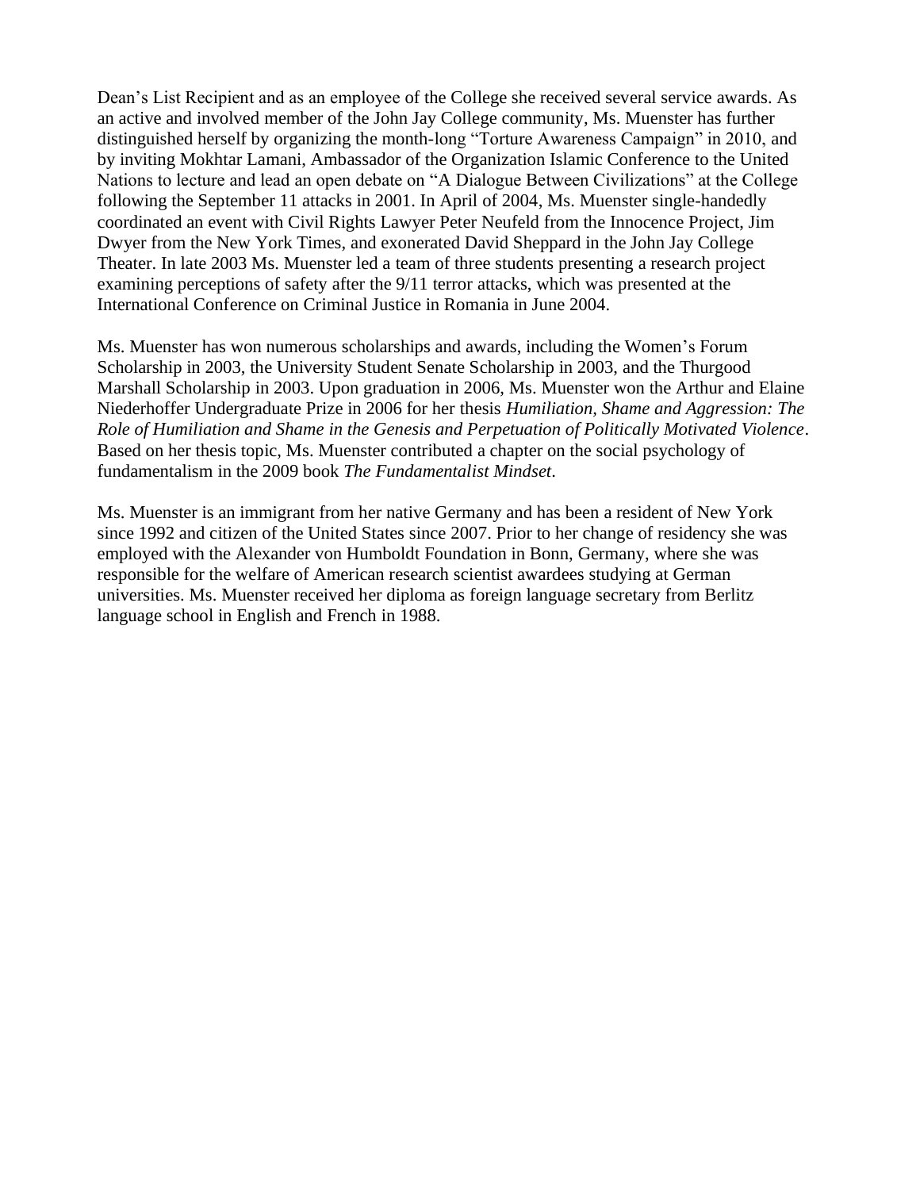Dean's List Recipient and as an employee of the College she received several service awards. As an active and involved member of the John Jay College community, Ms. Muenster has further distinguished herself by organizing the month-long "Torture Awareness Campaign" in 2010, and by inviting Mokhtar Lamani, Ambassador of the Organization Islamic Conference to the United Nations to lecture and lead an open debate on "A Dialogue Between Civilizations" at the College following the September 11 attacks in 2001. In April of 2004, Ms. Muenster single-handedly coordinated an event with Civil Rights Lawyer Peter Neufeld from the Innocence Project, Jim Dwyer from the New York Times, and exonerated David Sheppard in the John Jay College Theater. In late 2003 Ms. Muenster led a team of three students presenting a research project examining perceptions of safety after the 9/11 terror attacks, which was presented at the International Conference on Criminal Justice in Romania in June 2004.

Ms. Muenster has won numerous scholarships and awards, including the Women's Forum Scholarship in 2003, the University Student Senate Scholarship in 2003, and the Thurgood Marshall Scholarship in 2003. Upon graduation in 2006, Ms. Muenster won the Arthur and Elaine Niederhoffer Undergraduate Prize in 2006 for her thesis *Humiliation, Shame and Aggression: The Role of Humiliation and Shame in the Genesis and Perpetuation of Politically Motivated Violence*. Based on her thesis topic, Ms. Muenster contributed a chapter on the social psychology of fundamentalism in the 2009 book *The Fundamentalist Mindset*.

Ms. Muenster is an immigrant from her native Germany and has been a resident of New York since 1992 and citizen of the United States since 2007. Prior to her change of residency she was employed with the Alexander von Humboldt Foundation in Bonn, Germany, where she was responsible for the welfare of American research scientist awardees studying at German universities. Ms. Muenster received her diploma as foreign language secretary from Berlitz language school in English and French in 1988.